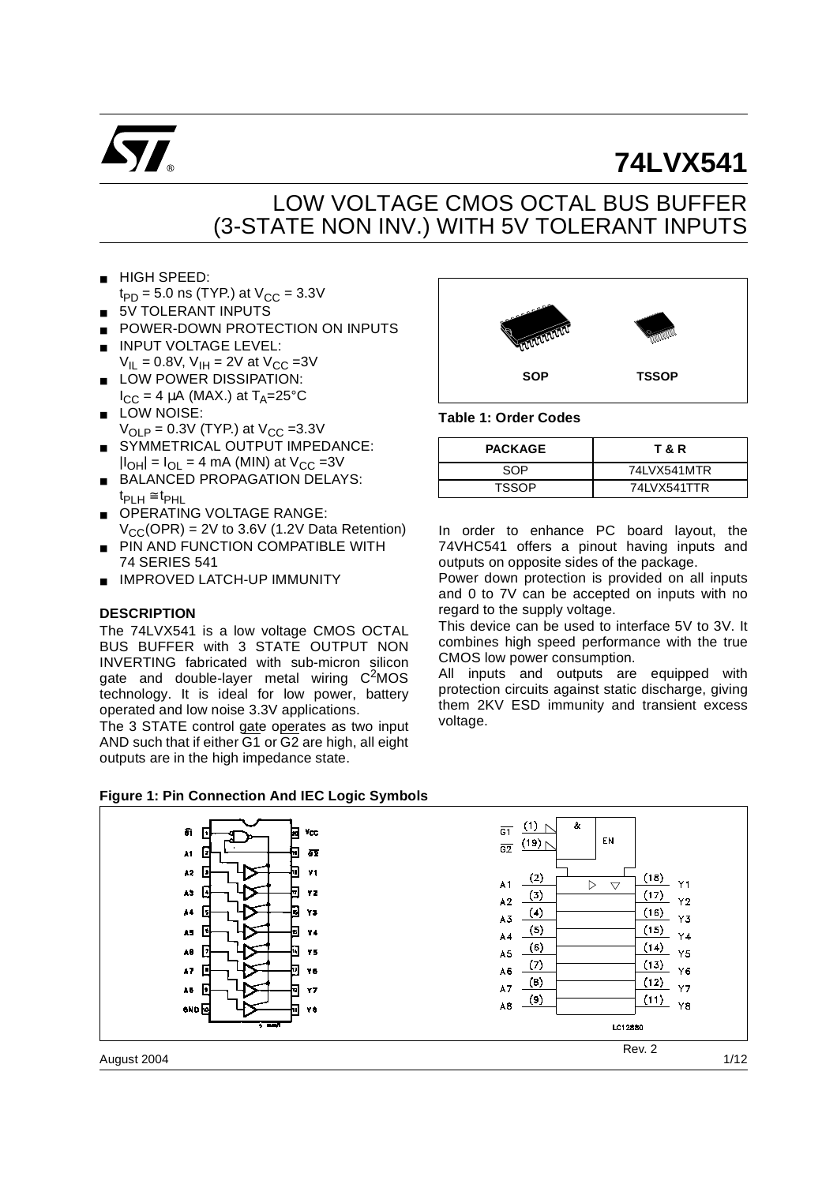# 74LVX541

## LOW VOLTAGE CMOS OCTAL BUS BUFFER (3-STATE NON INV.) WITH 5V TOLERANT INPUTS

- HIGH SPEED: $t_{PD}$ = 5.0 ns (TYP.) at $V_{CC}$ = 3.3V
- 5V TOLERANT INPUTS
- POWER-DOWN PROTECTION ON INPUTS
- INPUT VOLTAGE LEVEL: $V_{IL}$ = 0.8V, $V_{IH}$ = 2V at $V_{CC}$ =3V
- LOW POWER DISSIPATION: $I_{CC}$ = 4 μA (MAX.) at $T_A$=25°C
- LOW NOISE: $V_{OLP}$ = 0.3V (TYP.) at $V_{CC}$ =3.3V
- SYMMETRICAL OUTPUT IMPEDANCE: $|I_{OH}| = I_{OL}$ = 4 mA (MIN) at $V_{CC}$ =3V
- BALANCED PROPAGATION DELAYS: $t_{PLH} \cong t_{PHL}$
- OPERATING VOLTAGE RANGE: $V_{CC}(OPR)$ = 2V to 3.6V (1.2V Data Retention)
- PIN AND FUNCTION COMPATIBLE WITH 74 SERIES 541
- IMPROVED LATCH-UP IMMUNITY

SOP    TSSOP

**Table 1: Order Codes**

| PACKAGE | T & R |
|---|---|
| SOP | 74LVX541MTR |
| TSSOP | 74LVX541TTR |

### DESCRIPTION

The 74LVX541 is a low voltage CMOS OCTAL BUS BUFFER with 3 STATE OUTPUT NON INVERTING fabricated with sub-micron silicon gate and double-layer metal wiring $C^2$MOS technology. It is ideal for low power, battery operated and low noise 3.3V applications.

The 3 STATE control gate operates as two input AND such that if either $\overline{G1}$ or $\overline{G2}$ are high, all eight outputs are in the high impedance state.

In order to enhance PC board layout, the 74VHC541 offers a pinout having inputs and outputs on opposite sides of the package.

Power down protection is provided on all inputs and 0 to 7V can be accepted on inputs with no regard to the supply voltage.

This device can be used to interface 5V to 3V. It combines high speed performance with the true CMOS low power consumption.

All inputs and outputs are equipped with protection circuits against static discharge, giving them 2KV ESD immunity and transient excess voltage.

**Figure 1: Pin Connection And IEC Logic Symbols**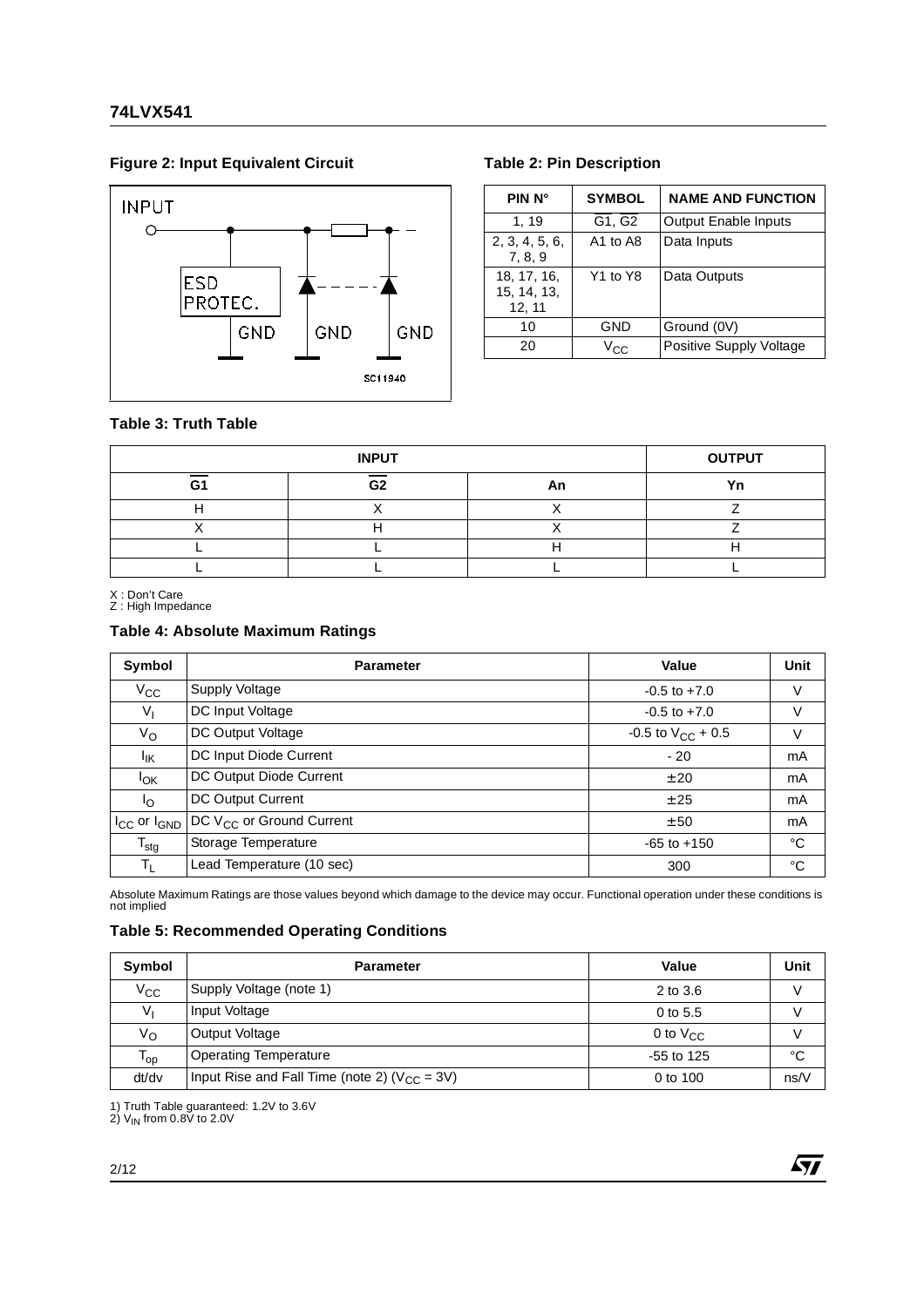### Figure 2: Input Equivalent Circuit

INPUT

ESD PROTEC.

GND GND GND

SC11940

### Table 2: Pin Description

| PIN N° | SYMBOL | NAME AND FUNCTION |
|---|---|---|
| 1, 19 | $\overline{G1}$, $\overline{G2}$ | Output Enable Inputs |
| 2, 3, 4, 5, 6, 7, 8, 9 | A1 to A8 | Data Inputs |
| 18, 17, 16, 15, 14, 13, 12, 11 | Y1 to Y8 | Data Outputs |
| 10 | GND | Ground (0V) |
| 20 | $V_{CC}$ | Positive Supply Voltage |

### Table 3: Truth Table

| INPUT | | | OUTPUT |
|---|---|---|---|
| $\overline{G1}$ | $\overline{G2}$ | An | Yn |
| H | X | X | Z |
| X | H | X | Z |
| L | L | H | H |
| L | L | L | L |

X : Don't Care
Z : High Impedance

### Table 4: Absolute Maximum Ratings

| Symbol | Parameter | Value | Unit |
|---|---|---|---|
| $V_{CC}$ | Supply Voltage | -0.5 to +7.0 | V |
| $V_I$ | DC Input Voltage | -0.5 to +7.0 | V |
| $V_O$ | DC Output Voltage | -0.5 to $V_{CC}$ + 0.5 | V |
| $I_{IK}$ | DC Input Diode Current | - 20 | mA |
| $I_{OK}$ | DC Output Diode Current | ± 20 | mA |
| $I_O$ | DC Output Current | ± 25 | mA |
| $I_{CC}$ or $I_{GND}$ | DC $V_{CC}$ or Ground Current | ± 50 | mA |
| $T_{stg}$ | Storage Temperature | -65 to +150 | °C |
| $T_L$ | Lead Temperature (10 sec) | 300 | °C |

Absolute Maximum Ratings are those values beyond which damage to the device may occur. Functional operation under these conditions is not implied

### Table 5: Recommended Operating Conditions

| Symbol | Parameter | Value | Unit |
|---|---|---|---|
| $V_{CC}$ | Supply Voltage (note 1) | 2 to 3.6 | V |
| $V_I$ | Input Voltage | 0 to 5.5 | V |
| $V_O$ | Output Voltage | 0 to $V_{CC}$ | V |
| $T_{op}$ | Operating Temperature | -55 to 125 | °C |
| dt/dv | Input Rise and Fall Time (note 2) ($V_{CC}$ = 3V) | 0 to 100 | ns/V |

1) Truth Table guaranteed: 1.2V to 3.6V
2) $V_{IN}$ from 0.8V to 2.0V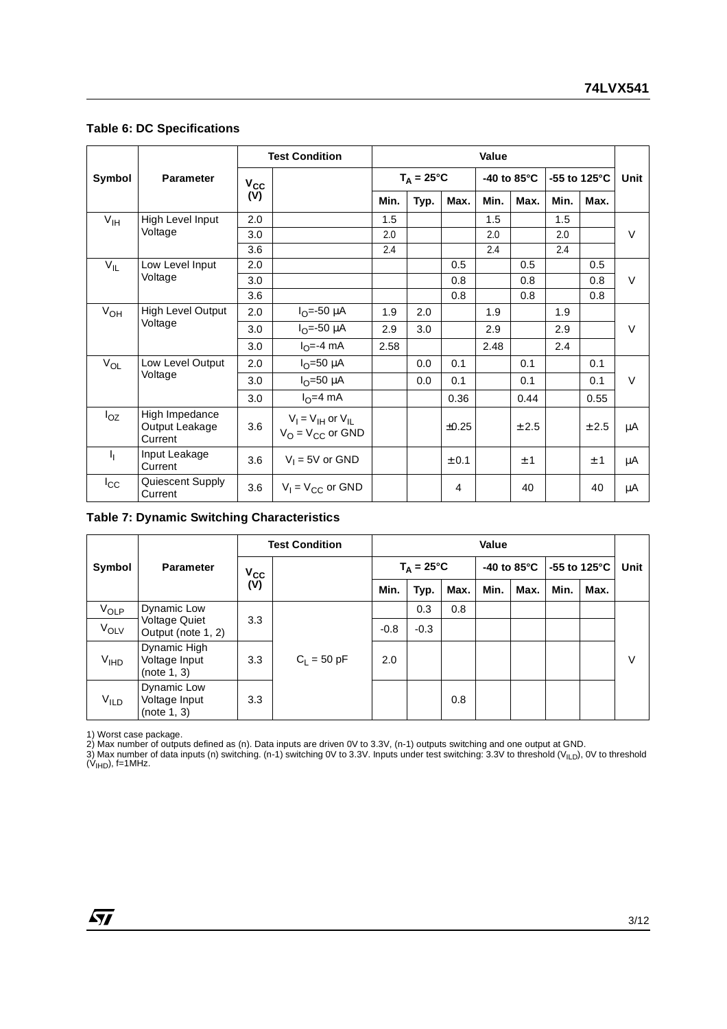**Table 6: DC Specifications**

| Symbol | Parameter | Test Condition | | Value | | | | | | | Unit |
|---|---|---|---|---|---|---|---|---|---|---|---|
| | | $V_{CC}$ (V) | | $T_A = 25°C$ | | | -40 to 85°C | | -55 to 125°C | | |
| | | | | Min. | Typ. | Max. | Min. | Max. | Min. | Max. | |
| $V_{IH}$ | High Level Input Voltage | 2.0 | | 1.5 | | | 1.5 | | 1.5 | | V |
| | | 3.0 | | 2.0 | | | 2.0 | | 2.0 | | |
| | | 3.6 | | 2.4 | | | 2.4 | | 2.4 | | |
| $V_{IL}$ | Low Level Input Voltage | 2.0 | | | | 0.5 | | 0.5 | | 0.5 | V |
| | | 3.0 | | | | 0.8 | | 0.8 | | 0.8 | |
| | | 3.6 | | | | 0.8 | | 0.8 | | 0.8 | |
| $V_{OH}$ | High Level Output Voltage | 2.0 | $I_O$=-50 µA | 1.9 | 2.0 | | 1.9 | | 1.9 | | V |
| | | 3.0 | $I_O$=-50 µA | 2.9 | 3.0 | | 2.9 | | 2.9 | | |
| | | 3.0 | $I_O$=-4 mA | 2.58 | | | 2.48 | | 2.4 | | |
| $V_{OL}$ | Low Level Output Voltage | 2.0 | $I_O$=50 µA | | 0.0 | 0.1 | | 0.1 | | 0.1 | V |
| | | 3.0 | $I_O$=50 µA | | 0.0 | 0.1 | | 0.1 | | 0.1 | |
| | | 3.0 | $I_O$=4 mA | | | 0.36 | | 0.44 | | 0.55 | |
| $I_{OZ}$ | High Impedance Output Leakage Current | 3.6 | $V_I = V_{IH}$ or $V_{IL}$ $V_O = V_{CC}$ or GND | | | ±0.25 | | ± 2.5 | | ± 2.5 | µA |
| $I_I$ | Input Leakage Current | 3.6 | $V_I$ = 5V or GND | | | ± 0.1 | | ± 1 | | ± 1 | µA |
| $I_{CC}$ | Quiescent Supply Current | 3.6 | $V_I = V_{CC}$ or GND | | | 4 | | 40 | | 40 | µA |

**Table 7: Dynamic Switching Characteristics**

| Symbol | Parameter | Test Condition | | Value | | | | | | | Unit |
|---|---|---|---|---|---|---|---|---|---|---|---|
| | | $V_{CC}$ (V) | | $T_A = 25°C$ | | | -40 to 85°C | | -55 to 125°C | | |
| | | | | Min. | Typ. | Max. | Min. | Max. | Min. | Max. | |
| $V_{OLP}$ | Dynamic Low Voltage Quiet Output (note 1, 2) | 3.3 | $C_L$ = 50 pF | | 0.3 | 0.8 | | | | | V |
| $V_{OLV}$ | | | | -0.8 | -0.3 | | | | | | |
| $V_{IHD}$ | Dynamic High Voltage Input (note 1, 3) | 3.3 | | 2.0 | | | | | | | |
| $V_{ILD}$ | Dynamic Low Voltage Input (note 1, 3) | 3.3 | | | | 0.8 | | | | | |

1) Worst case package.
2) Max number of outputs defined as (n). Data inputs are driven 0V to 3.3V, (n-1) outputs switching and one output at GND.
3) Max number of data inputs (n) switching. (n-1) switching 0V to 3.3V. Inputs under test switching: 3.3V to threshold ($V_{ILD}$), 0V to threshold ($V_{IHD}$), f=1MHz.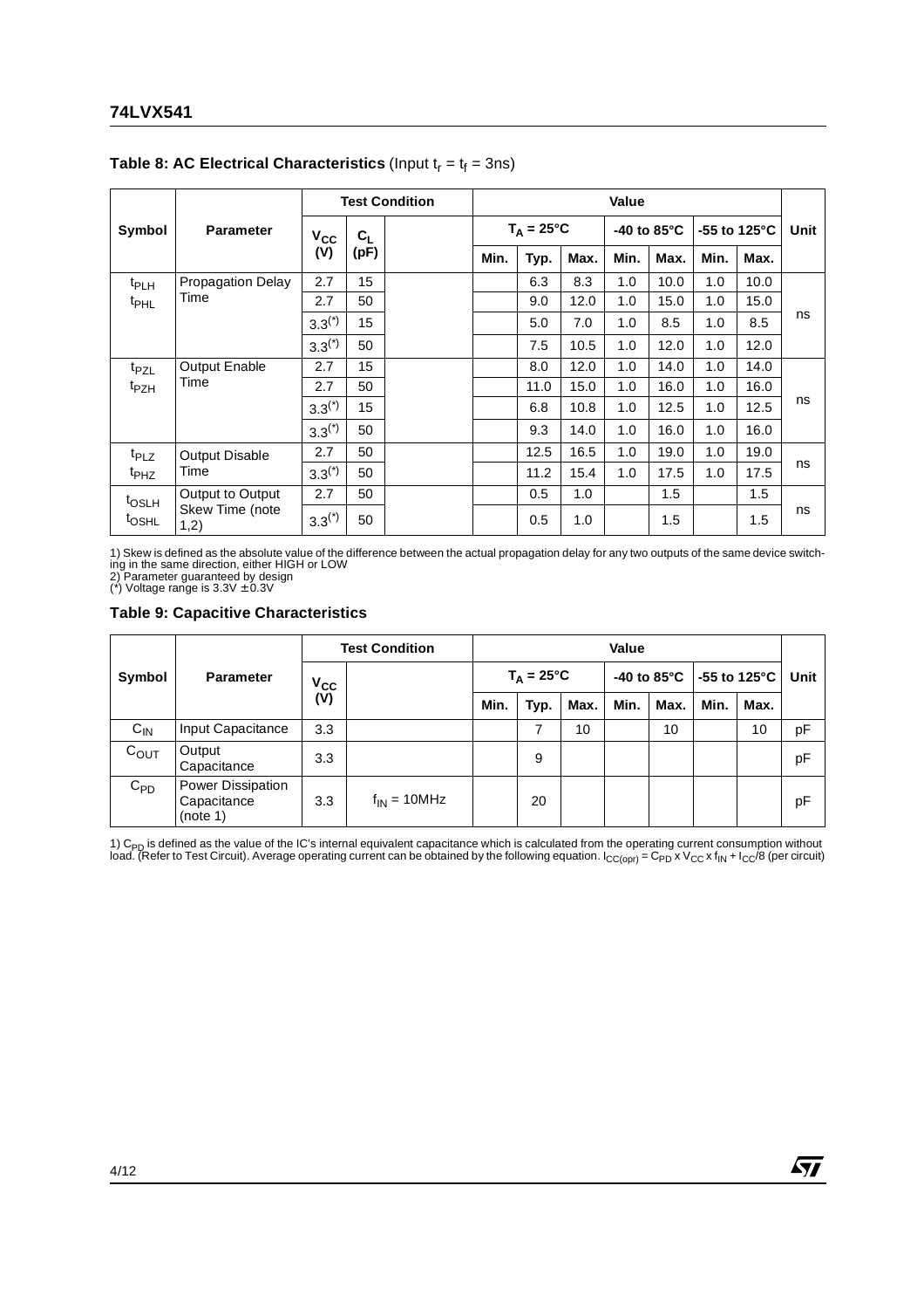**Table 8: AC Electrical Characteristics** (Input $t_r = t_f = 3ns$)

| Symbol | Parameter | Test Condition | | | Value | | | | | | | Unit |
|---|---|---|---|---|---|---|---|---|---|---|---|---|
| | | $V_{CC}$ (V) | $C_L$ (pF) | | $T_A = 25°C$ | | | -40 to 85°C | | -55 to 125°C | | |
| | | | | | Min. | Typ. | Max. | Min. | Max. | Min. | Max. | |
| $t_{PLH}$ $t_{PHL}$ | Propagation Delay Time | 2.7 | 15 | | | 6.3 | 8.3 | 1.0 | 10.0 | 1.0 | 10.0 | ns |
| | | 2.7 | 50 | | | 9.0 | 12.0 | 1.0 | 15.0 | 1.0 | 15.0 | |
| | | 3.3(*) | 15 | | | 5.0 | 7.0 | 1.0 | 8.5 | 1.0 | 8.5 | |
| | | 3.3(*) | 50 | | | 7.5 | 10.5 | 1.0 | 12.0 | 1.0 | 12.0 | |
| $t_{PZL}$ $t_{PZH}$ | Output Enable Time | 2.7 | 15 | | | 8.0 | 12.0 | 1.0 | 14.0 | 1.0 | 14.0 | ns |
| | | 2.7 | 50 | | | 11.0 | 15.0 | 1.0 | 16.0 | 1.0 | 16.0 | |
| | | 3.3(*) | 15 | | | 6.8 | 10.8 | 1.0 | 12.5 | 1.0 | 12.5 | |
| | | 3.3(*) | 50 | | | 9.3 | 14.0 | 1.0 | 16.0 | 1.0 | 16.0 | |
| $t_{PLZ}$ $t_{PHZ}$ | Output Disable Time | 2.7 | 50 | | | 12.5 | 16.5 | 1.0 | 19.0 | 1.0 | 19.0 | ns |
| | | 3.3(*) | 50 | | | 11.2 | 15.4 | 1.0 | 17.5 | 1.0 | 17.5 | |
| $t_{OSLH}$ $t_{OSHL}$ | Output to Output Skew Time (note 1,2) | 2.7 | 50 | | | 0.5 | 1.0 | | 1.5 | | 1.5 | ns |
| | | 3.3(*) | 50 | | | 0.5 | 1.0 | | 1.5 | | 1.5 | |

1) Skew is defined as the absolute value of the difference between the actual propagation delay for any two outputs of the same device switching in the same direction, either HIGH or LOW
2) Parameter guaranteed by design
(*) Voltage range is 3.3V ± 0.3V

**Table 9: Capacitive Characteristics**

| Symbol | Parameter | Test Condition | | Value | | | | | | | Unit |
|---|---|---|---|---|---|---|---|---|---|---|---|
| | | $V_{CC}$ (V) | | $T_A = 25°C$ | | | -40 to 85°C | | -55 to 125°C | | |
| | | | | Min. | Typ. | Max. | Min. | Max. | Min. | Max. | |
| $C_{IN}$ | Input Capacitance | 3.3 | | | 7 | 10 | | 10 | | 10 | pF |
| $C_{OUT}$ | Output Capacitance | 3.3 | | | 9 | | | | | | pF |
| $C_{PD}$ | Power Dissipation Capacitance (note 1) | 3.3 | $f_{IN} = 10MHz$ | | 20 | | | | | | pF |

1) $C_{PD}$ is defined as the value of the IC's internal equivalent capacitance which is calculated from the operating current consumption without load. (Refer to Test Circuit). Average operating current can be obtained by the following equation. $I_{CC(opr)} = C_{PD} \times V_{CC} \times f_{IN} + I_{CC}/8$ (per circuit)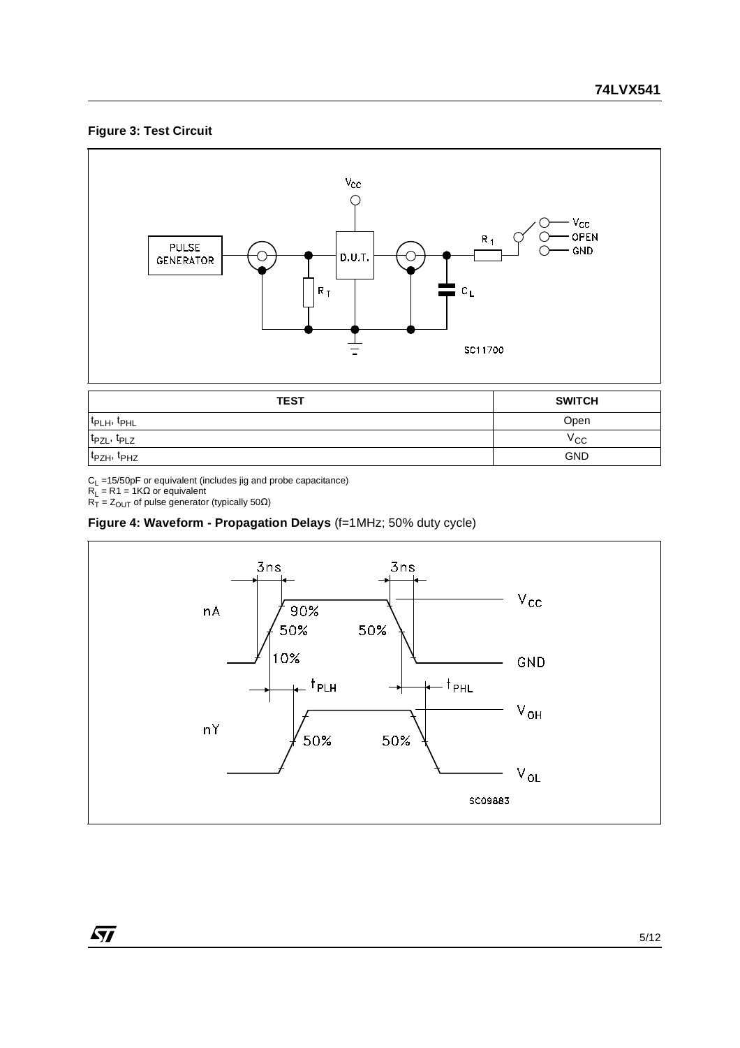**Figure 3: Test Circuit**

| TEST | SWITCH |
| --- | --- |
| $t_{PLH}$, $t_{PHL}$ | Open |
| $t_{PZL}$, $t_{PLZ}$ | $V_{CC}$ |
| $t_{PZH}$, $t_{PHZ}$ | GND |

$C_L$ =15/50pF or equivalent (includes jig and probe capacitance)
$R_L$ = R1 = 1KΩ or equivalent
$R_T$ = $Z_{OUT}$ of pulse generator (typically 50Ω)

**Figure 4: Waveform - Propagation Delays** (f=1MHz; 50% duty cycle)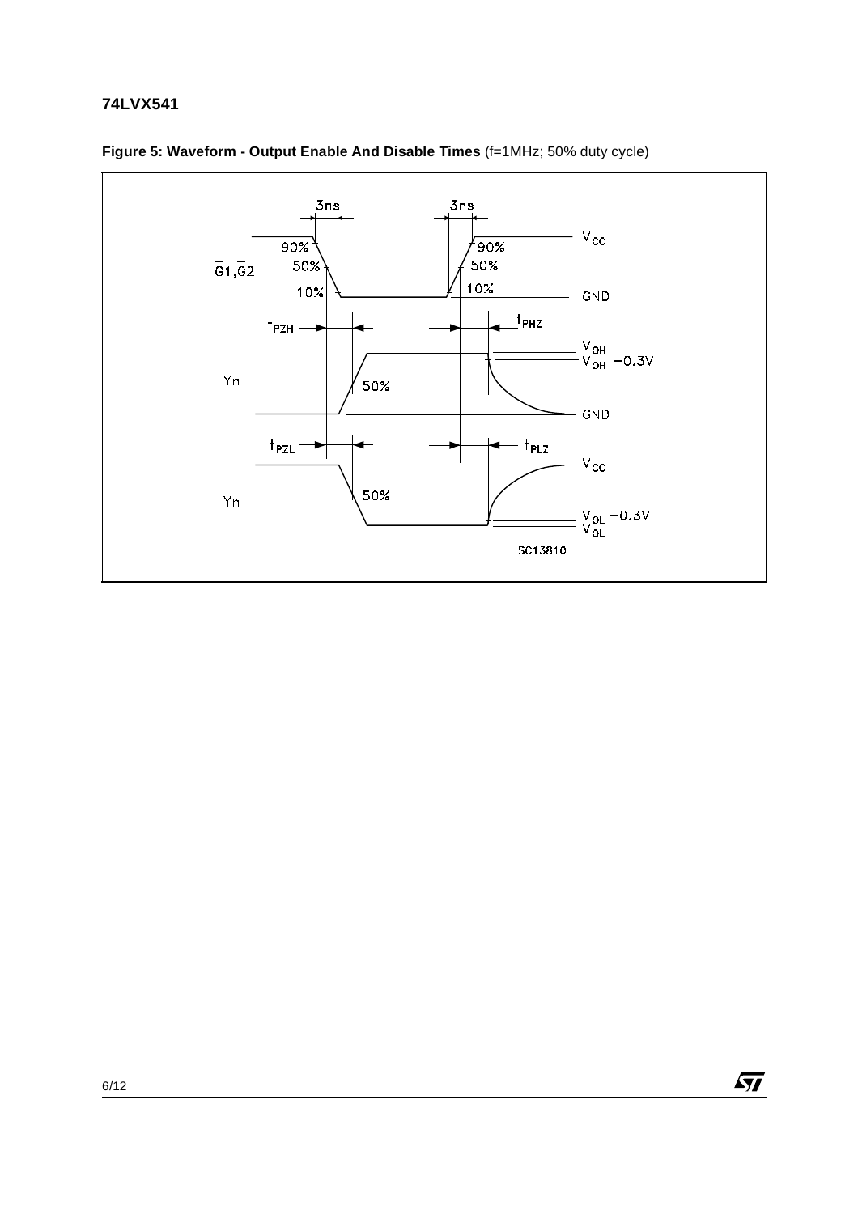**Figure 5: Waveform - Output Enable And Disable Times** (f=1MHz; 50% duty cycle)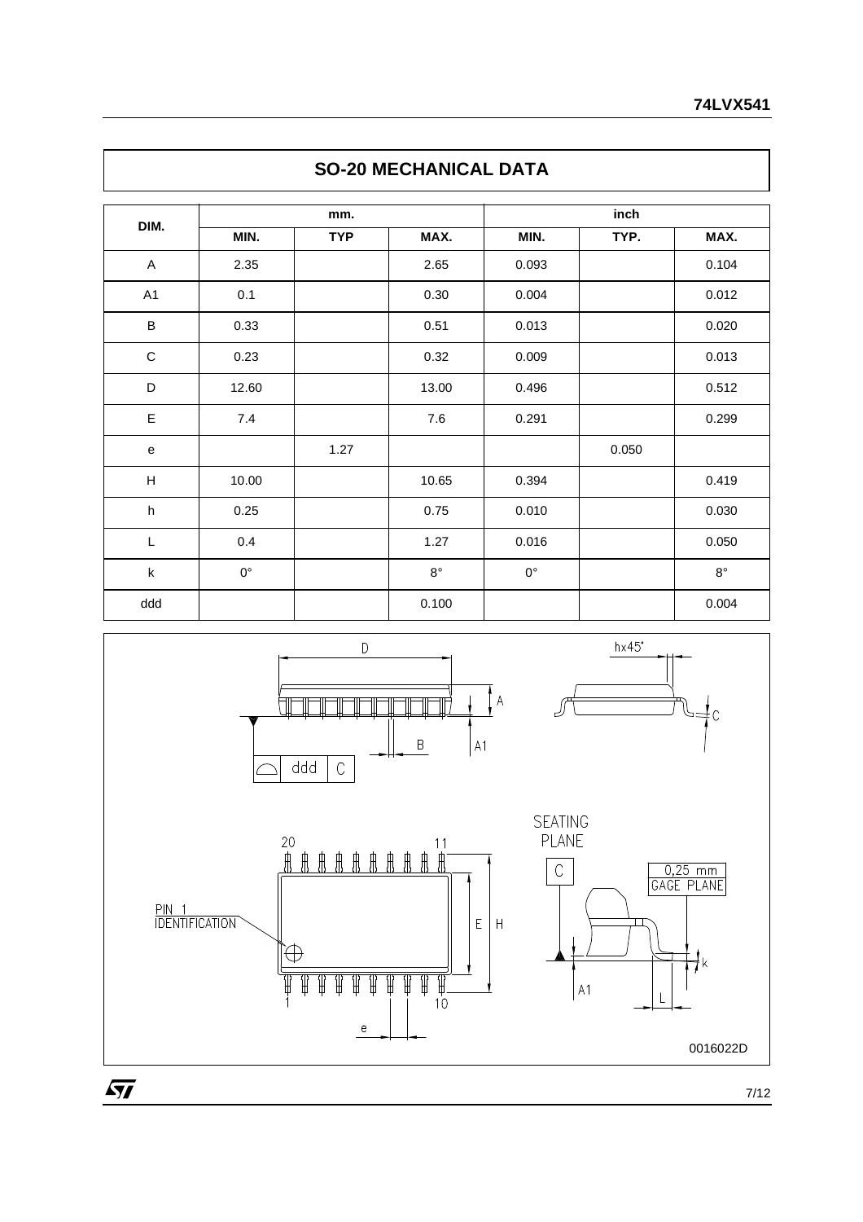## SO-20 MECHANICAL DATA

| DIM. | mm. | | | inch | | |
|---|---|---|---|---|---|---|
| | MIN. | TYP | MAX. | MIN. | TYP. | MAX. |
| A | 2.35 | | 2.65 | 0.093 | | 0.104 |
| A1 | 0.1 | | 0.30 | 0.004 | | 0.012 |
| B | 0.33 | | 0.51 | 0.013 | | 0.020 |
| C | 0.23 | | 0.32 | 0.009 | | 0.013 |
| D | 12.60 | | 13.00 | 0.496 | | 0.512 |
| E | 7.4 | | 7.6 | 0.291 | | 0.299 |
| e | | 1.27 | | | 0.050 | |
| H | 10.00 | | 10.65 | 0.394 | | 0.419 |
| h | 0.25 | | 0.75 | 0.010 | | 0.030 |
| L | 0.4 | | 1.27 | 0.016 | | 0.050 |
| k | 0° | | 8° | 0° | | 8° |
| ddd | | | 0.100 | | | 0.004 |

0016022D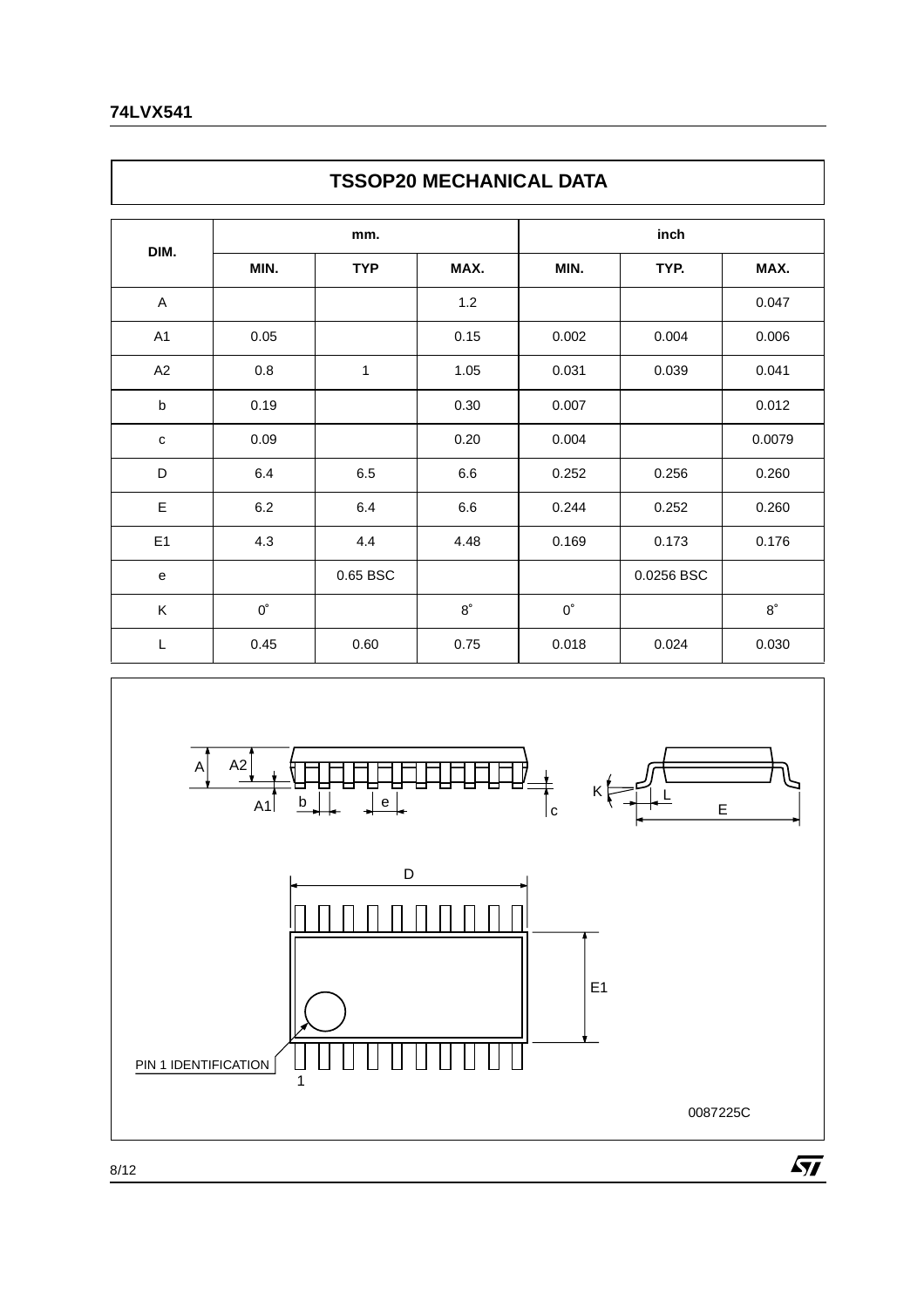## TSSOP20 MECHANICAL DATA

| DIM. | mm. | | | inch | | |
|---|---|---|---|---|---|---|
| | MIN. | TYP | MAX. | MIN. | TYP. | MAX. |
| A | | | 1.2 | | | 0.047 |
| A1 | 0.05 | | 0.15 | 0.002 | 0.004 | 0.006 |
| A2 | 0.8 | 1 | 1.05 | 0.031 | 0.039 | 0.041 |
| b | 0.19 | | 0.30 | 0.007 | | 0.012 |
| c | 0.09 | | 0.20 | 0.004 | | 0.0079 |
| D | 6.4 | 6.5 | 6.6 | 0.252 | 0.256 | 0.260 |
| E | 6.2 | 6.4 | 6.6 | 0.244 | 0.252 | 0.260 |
| E1 | 4.3 | 4.4 | 4.48 | 0.169 | 0.173 | 0.176 |
| e | | 0.65 BSC | | | 0.0256 BSC | |
| K | 0° | | 8° | 0° | | 8° |
| L | 0.45 | 0.60 | 0.75 | 0.018 | 0.024 | 0.030 |

0087225C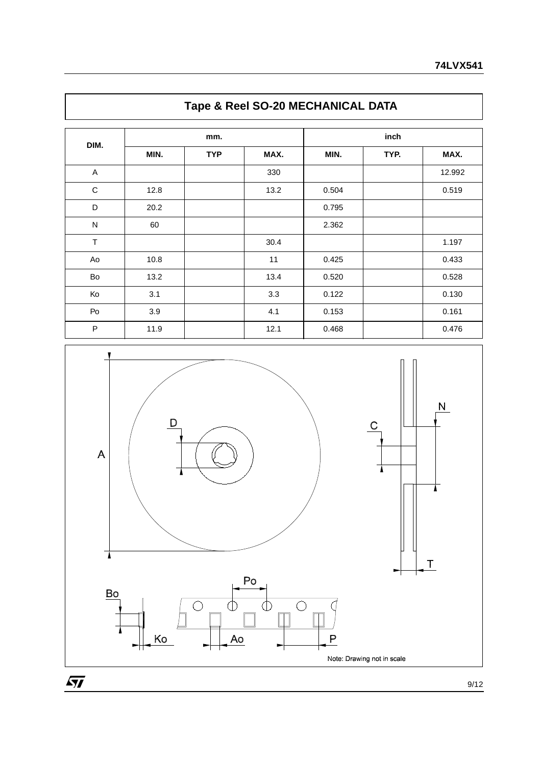## Tape & Reel SO-20 MECHANICAL DATA

| DIM. | mm. | | | inch | | |
|---|---|---|---|---|---|---|
| | MIN. | TYP | MAX. | MIN. | TYP. | MAX. |
| A | | | 330 | | | 12.992 |
| C | 12.8 | | 13.2 | 0.504 | | 0.519 |
| D | 20.2 | | | 0.795 | | |
| N | 60 | | | 2.362 | | |
| T | | | 30.4 | | | 1.197 |
| Ao | 10.8 | | 11 | 0.425 | | 0.433 |
| Bo | 13.2 | | 13.4 | 0.520 | | 0.528 |
| Ko | 3.1 | | 3.3 | 0.122 | | 0.130 |
| Po | 3.9 | | 4.1 | 0.153 | | 0.161 |
| P | 11.9 | | 12.1 | 0.468 | | 0.476 |

Note: Drawing not in scale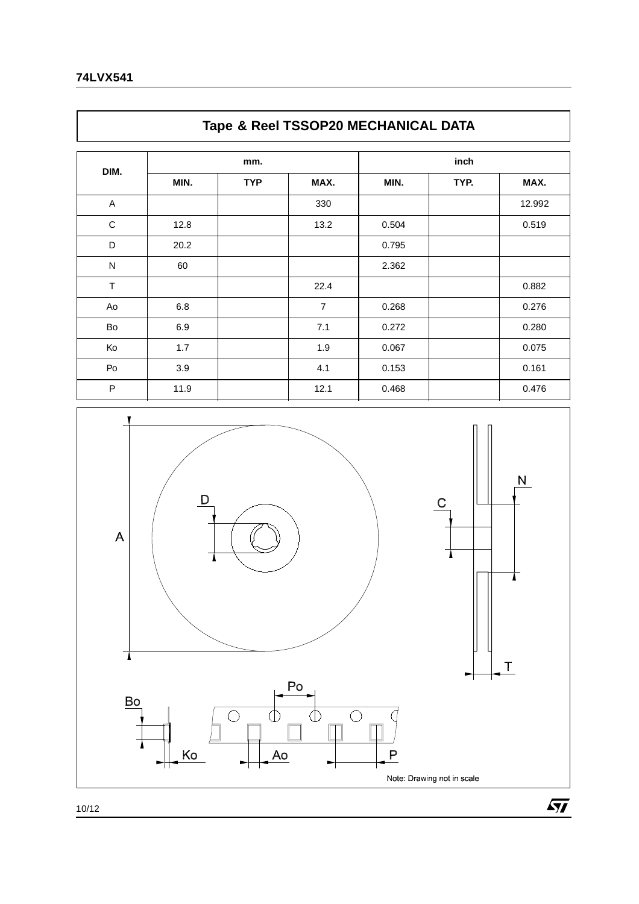## Tape & Reel TSSOP20 MECHANICAL DATA

| DIM. | mm. | | | inch | | |
|---|---|---|---|---|---|---|
| | MIN. | TYP | MAX. | MIN. | TYP. | MAX. |
| A | | | 330 | | | 12.992 |
| C | 12.8 | | 13.2 | 0.504 | | 0.519 |
| D | 20.2 | | | 0.795 | | |
| N | 60 | | | 2.362 | | |
| T | | | 22.4 | | | 0.882 |
| Ao | 6.8 | | 7 | 0.268 | | 0.276 |
| Bo | 6.9 | | 7.1 | 0.272 | | 0.280 |
| Ko | 1.7 | | 1.9 | 0.067 | | 0.075 |
| Po | 3.9 | | 4.1 | 0.153 | | 0.161 |
| P | 11.9 | | 12.1 | 0.468 | | 0.476 |

Note: Drawing not in scale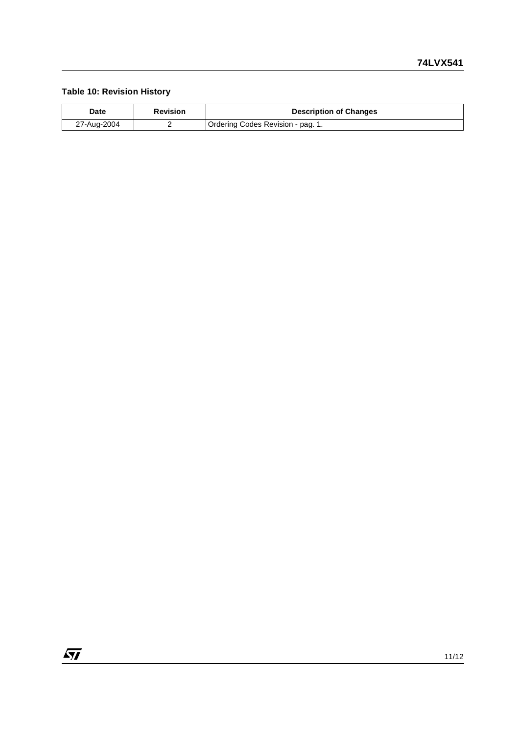**Table 10: Revision History**

| Date | Revision | Description of Changes |
| --- | --- | --- |
| 27-Aug-2004 | 2 | Ordering Codes Revision - pag. 1. |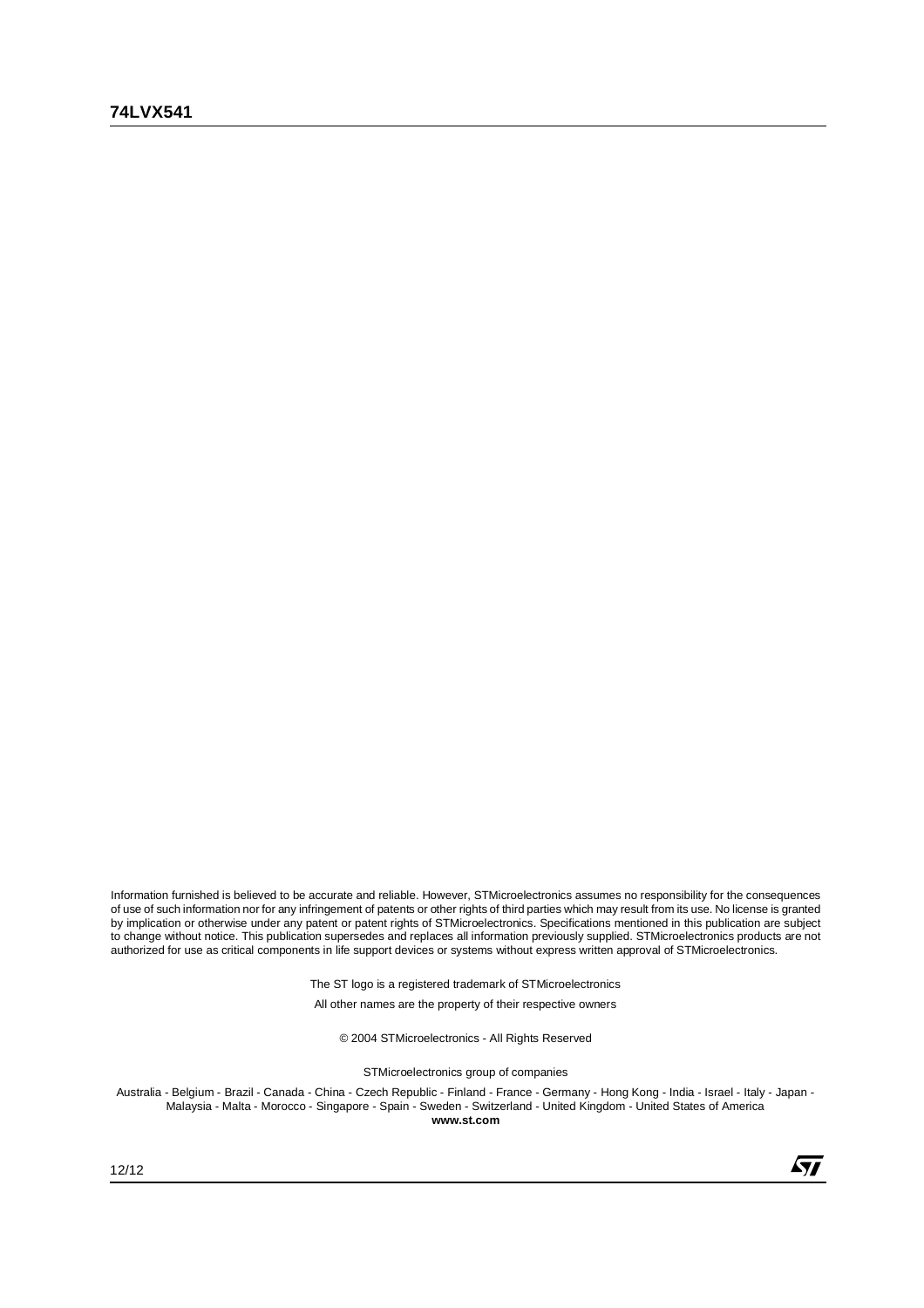Information furnished is believed to be accurate and reliable. However, STMicroelectronics assumes no responsibility for the consequences of use of such information nor for any infringement of patents or other rights of third parties which may result from its use. No license is granted by implication or otherwise under any patent or patent rights of STMicroelectronics. Specifications mentioned in this publication are subject to change without notice. This publication supersedes and replaces all information previously supplied. STMicroelectronics products are not authorized for use as critical components in life support devices or systems without express written approval of STMicroelectronics.

The ST logo is a registered trademark of STMicroelectronics

All other names are the property of their respective owners

© 2004 STMicroelectronics - All Rights Reserved

STMicroelectronics group of companies

Australia - Belgium - Brazil - Canada - China - Czech Republic - Finland - France - Germany - Hong Kong - India - Israel - Italy - Japan - Malaysia - Malta - Morocco - Singapore - Spain - Sweden - Switzerland - United Kingdom - United States of America

**www.st.com**